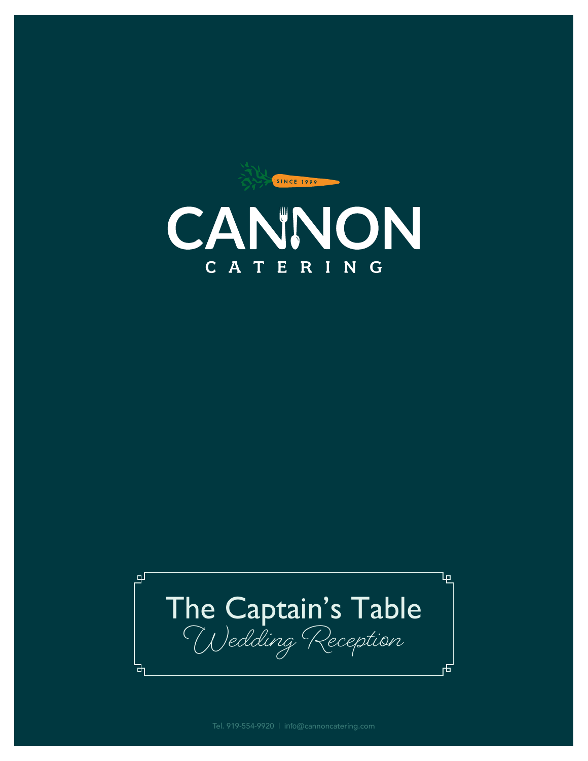SINCE 1999

# CANNON

CATERING

## The Captain's Table

*Wedding Reception*

Tel. 919-554-9920 | info@cannoncatering.com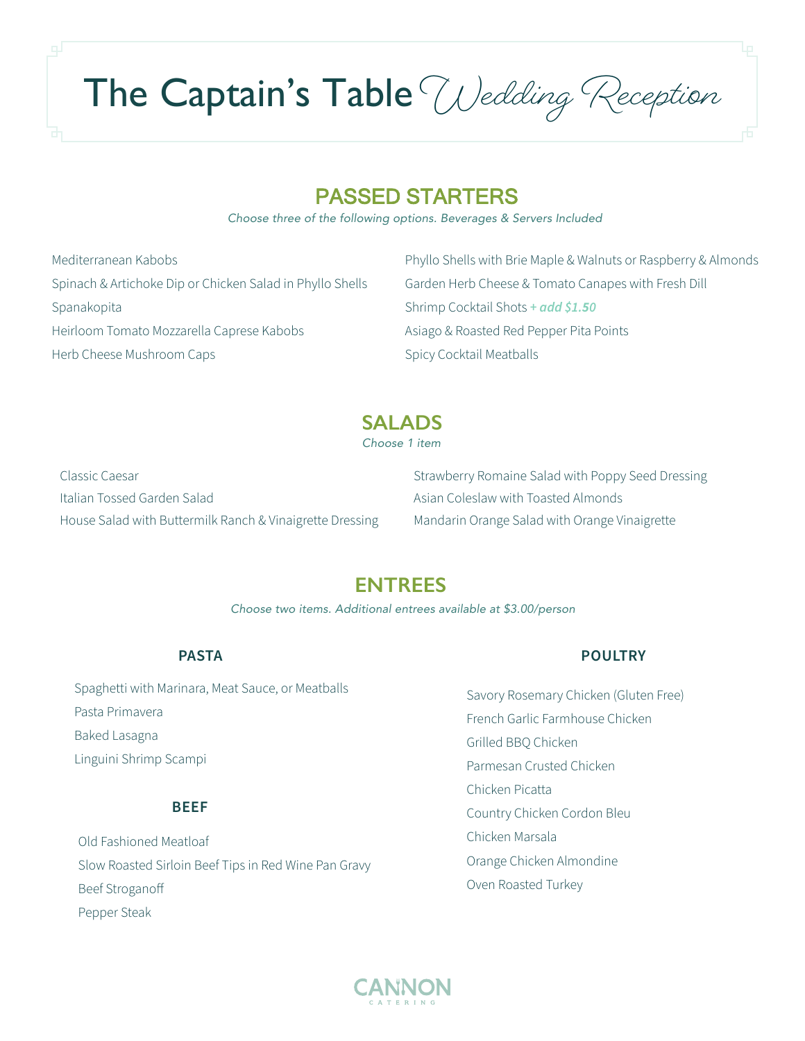# The Captain's Table *Wedding Reception*

## PASSED STARTERS

*Choose three of the following options. Beverages & Servers Included*

- Mediterranean Kabobs
- Spinach & Artichoke Dip or Chicken Salad in Phyllo Shells
- Spanakopita
- Heirloom Tomato Mozzarella Caprese Kabobs
- Herb Cheese Mushroom Caps
- Phyllo Shells with Brie Maple & Walnuts or Raspberry & Almonds
- Garden Herb Cheese & Tomato Canapes with Fresh Dill
- Shrimp Cocktail Shots *+ add $1.50*
- Asiago & Roasted Red Pepper Pita Points
- Spicy Cocktail Meatballs

## SALADS

*Choose 1 item*

- Classic Caesar
- Italian Tossed Garden Salad
- House Salad with Buttermilk Ranch & Vinaigrette Dressing
- Strawberry Romaine Salad with Poppy Seed Dressing
- Asian Coleslaw with Toasted Almonds
- Mandarin Orange Salad with Orange Vinaigrette

## ENTREES

*Choose two items. Additional entrees available at $3.00/person*

### PASTA

- Spaghetti with Marinara, Meat Sauce, or Meatballs
- Pasta Primavera
- Baked Lasagna
- Linguini Shrimp Scampi

### BEEF

- Old Fashioned Meatloaf
- Slow Roasted Sirloin Beef Tips in Red Wine Pan Gravy
- Beef Stroganoff
- Pepper Steak

### POULTRY

- Savory Rosemary Chicken (Gluten Free)
- French Garlic Farmhouse Chicken
- Grilled BBQ Chicken
- Parmesan Crusted Chicken
- Chicken Picatta
- Country Chicken Cordon Bleu
- Chicken Marsala
- Orange Chicken Almondine
- Oven Roasted Turkey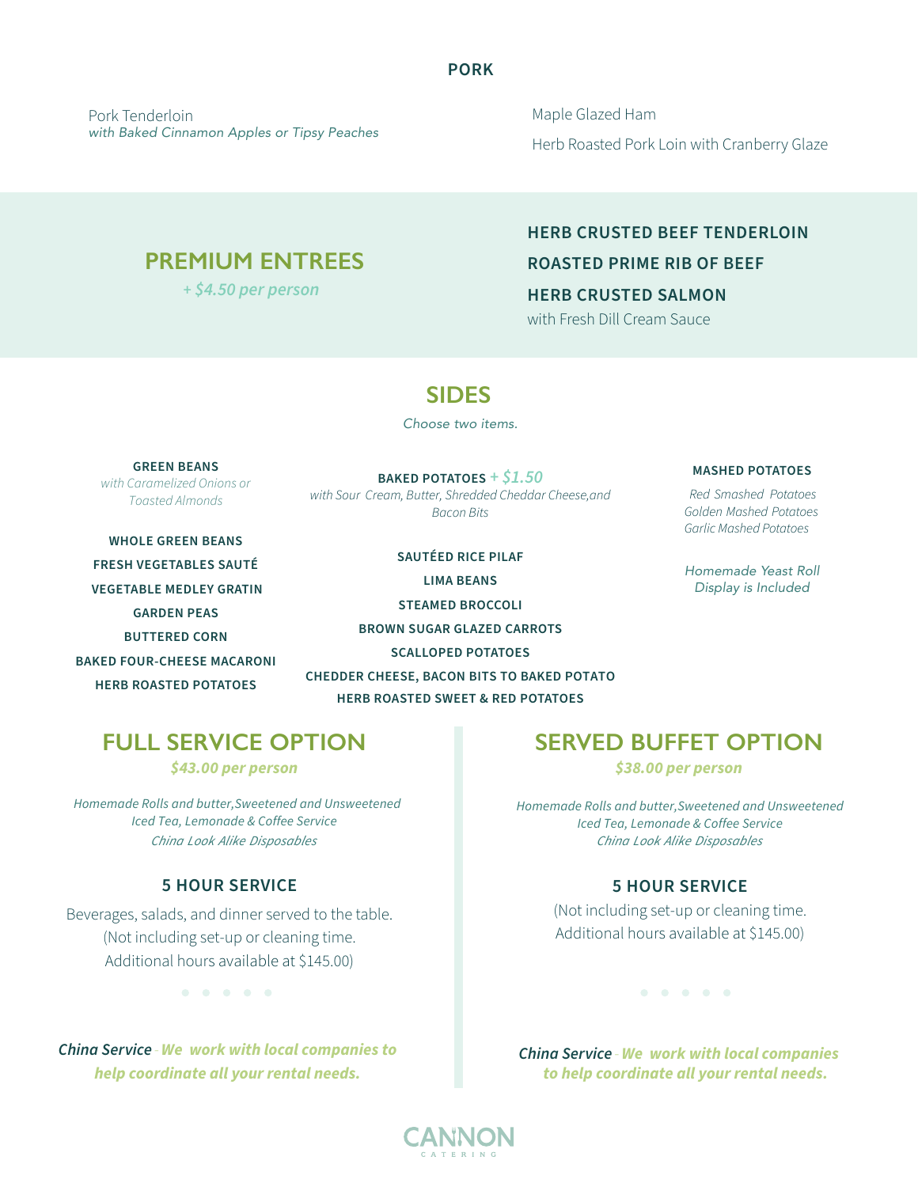## PORK

Pork Tenderloin
*with Baked Cinnamon Apples or Tipsy Peaches*

Maple Glazed Ham

Herb Roasted Pork Loin with Cranberry Glaze

## PREMIUM ENTREES

*+ $4.50 per person*

**HERB CRUSTED BEEF TENDERLOIN**

**ROASTED PRIME RIB OF BEEF**

**HERB CRUSTED SALMON**
with Fresh Dill Cream Sauce

## SIDES

*Choose two items.*

**GREEN BEANS**
*with Caramelized Onions or Toasted Almonds*

**WHOLE GREEN BEANS**

**FRESH VEGETABLES SAUTÉ**

**VEGETABLE MEDLEY GRATIN**

**GARDEN PEAS**

**BUTTERED CORN**

**BAKED FOUR-CHEESE MACARONI**

**HERB ROASTED POTATOES**

**BAKED POTATOES** *+ $1.50*
*with Sour Cream, Butter, Shredded Cheddar Cheese,and Bacon Bits*

**SAUTÉED RICE PILAF**

**LIMA BEANS**

**STEAMED BROCCOLI**

**BROWN SUGAR GLAZED CARROTS**

**SCALLOPED POTATOES**

**CHEDDER CHEESE, BACON BITS TO BAKED POTATO**

**HERB ROASTED SWEET & RED POTATOES**

**MASHED POTATOES**
*Red Smashed Potatoes*
*Golden Mashed Potatoes*
*Garlic Mashed Potatoes*

*Homemade Yeast Roll Display is Included*

## FULL SERVICE OPTION

*$43.00 per person*

*Homemade Rolls and butter,Sweetened and Unsweetened Iced Tea, Lemonade & Coffee Service*
*China Look Alike Disposables*

### 5 HOUR SERVICE

Beverages, salads, and dinner served to the table.
(Not including set-up or cleaning time.
Additional hours available at $145.00)

***China Service** - We work with local companies to help coordinate all your rental needs.*

## SERVED BUFFET OPTION

*$38.00 per person*

*Homemade Rolls and butter,Sweetened and Unsweetened Iced Tea, Lemonade & Coffee Service*
*China Look Alike Disposables*

### 5 HOUR SERVICE

(Not including set-up or cleaning time.
Additional hours available at $145.00)

***China Service** - We work with local companies to help coordinate all your rental needs.*

CANNON
CATERING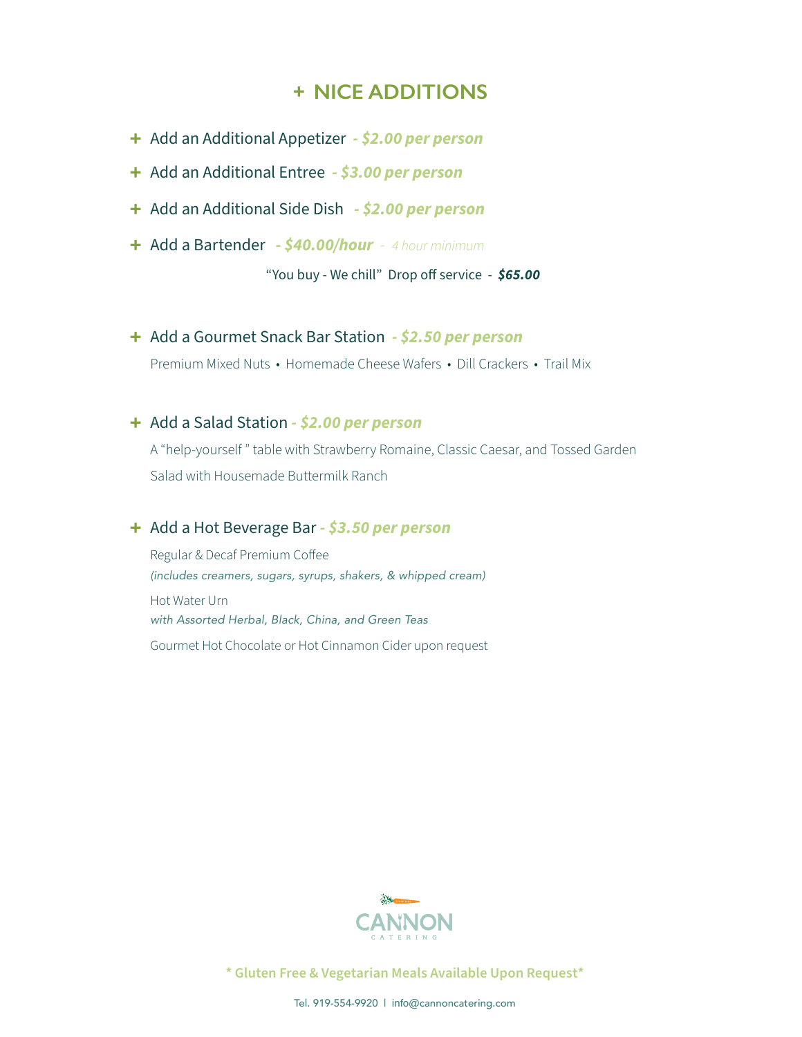# + NICE ADDITIONS

+ Add an Additional Appetizer *- $2.00 per person*
+ Add an Additional Entree *- $3.00 per person*
+ Add an Additional Side Dish *- $2.00 per person*
+ Add a Bartender *- $40.00/hour* *- 4 hour minimum*

  "You buy - We chill" Drop off service - ***$65.00***

+ Add a Gourmet Snack Bar Station *- $2.50 per person*

  Premium Mixed Nuts • Homemade Cheese Wafers • Dill Crackers • Trail Mix

+ Add a Salad Station *- $2.00 per person*

  A "help-yourself " table with Strawberry Romaine, Classic Caesar, and Tossed Garden Salad with Housemade Buttermilk Ranch

+ Add a Hot Beverage Bar *- $3.50 per person*

  Regular & Decaf Premium Coffee
  *(includes creamers, sugars, syrups, shakers, & whipped cream)*

  Hot Water Urn
  *with Assorted Herbal, Black, China, and Green Teas*

  Gourmet Hot Chocolate or Hot Cinnamon Cider upon request

CANNON CATERING

**\* Gluten Free & Vegetarian Meals Available Upon Request\***

Tel. 919-554-9920 | info@cannoncatering.com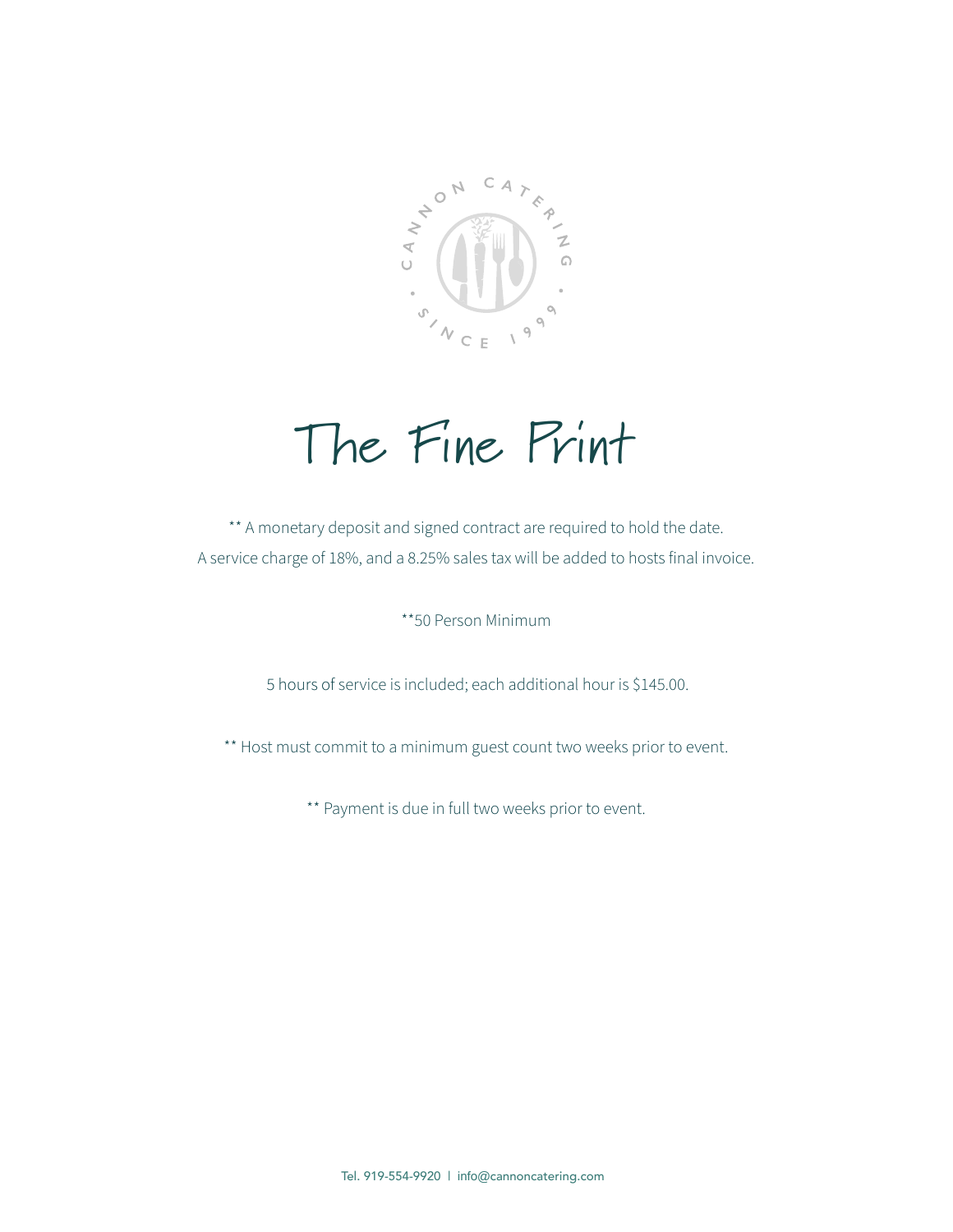CANNON CATERING • SINCE 1999 •

# The Fine Print

** A monetary deposit and signed contract are required to hold the date.
A service charge of 18%, and a 8.25% sales tax will be added to hosts final invoice.

**50 Person Minimum

5 hours of service is included; each additional hour is $145.00.

** Host must commit to a minimum guest count two weeks prior to event.

** Payment is due in full two weeks prior to event.

Tel. 919-554-9920 | info@cannoncatering.com